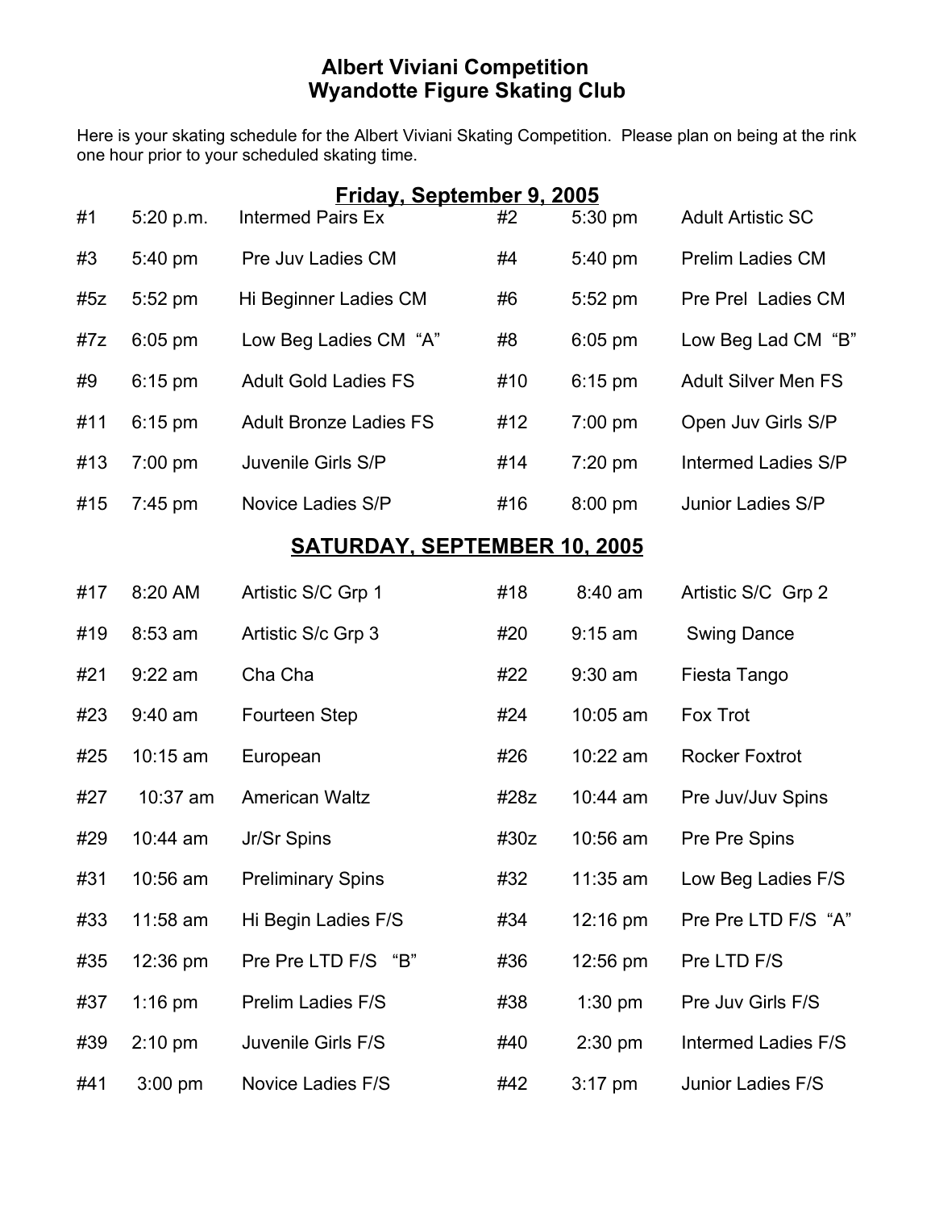# Albert Viviani Competition
## Wyandotte Figure Skating Club

Here is your skating schedule for the Albert Viviani Skating Competition. Please plan on being at the rink one hour prior to your scheduled skating time.

## Friday, September 9, 2005

| # | Time | Event | # | Time | Event |
|---|---|---|---|---|---|
| #1 | 5:20 p.m. | Intermed Pairs Ex | #2 | 5:30 pm | Adult Artistic SC |
| #3 | 5:40 pm | Pre Juv Ladies CM | #4 | 5:40 pm | Prelim Ladies CM |
| #5z | 5:52 pm | Hi Beginner Ladies CM | #6 | 5:52 pm | Pre Prel Ladies CM |
| #7z | 6:05 pm | Low Beg Ladies CM "A" | #8 | 6:05 pm | Low Beg Lad CM "B" |
| #9 | 6:15 pm | Adult Gold Ladies FS | #10 | 6:15 pm | Adult Silver Men FS |
| #11 | 6:15 pm | Adult Bronze Ladies FS | #12 | 7:00 pm | Open Juv Girls S/P |
| #13 | 7:00 pm | Juvenile Girls S/P | #14 | 7:20 pm | Intermed Ladies S/P |
| #15 | 7:45 pm | Novice Ladies S/P | #16 | 8:00 pm | Junior Ladies S/P |

## SATURDAY, SEPTEMBER 10, 2005

| # | Time | Event | # | Time | Event |
|---|---|---|---|---|---|
| #17 | 8:20 AM | Artistic S/C Grp 1 | #18 | 8:40 am | Artistic S/C Grp 2 |
| #19 | 8:53 am | Artistic S/c Grp 3 | #20 | 9:15 am | Swing Dance |
| #21 | 9:22 am | Cha Cha | #22 | 9:30 am | Fiesta Tango |
| #23 | 9:40 am | Fourteen Step | #24 | 10:05 am | Fox Trot |
| #25 | 10:15 am | European | #26 | 10:22 am | Rocker Foxtrot |
| #27 | 10:37 am | American Waltz | #28z | 10:44 am | Pre Juv/Juv Spins |
| #29 | 10:44 am | Jr/Sr Spins | #30z | 10:56 am | Pre Pre Spins |
| #31 | 10:56 am | Preliminary Spins | #32 | 11:35 am | Low Beg Ladies F/S |
| #33 | 11:58 am | Hi Begin Ladies F/S | #34 | 12:16 pm | Pre Pre LTD F/S "A" |
| #35 | 12:36 pm | Pre Pre LTD F/S "B" | #36 | 12:56 pm | Pre LTD F/S |
| #37 | 1:16 pm | Prelim Ladies F/S | #38 | 1:30 pm | Pre Juv Girls F/S |
| #39 | 2:10 pm | Juvenile Girls F/S | #40 | 2:30 pm | Intermed Ladies F/S |
| #41 | 3:00 pm | Novice Ladies F/S | #42 | 3:17 pm | Junior Ladies F/S |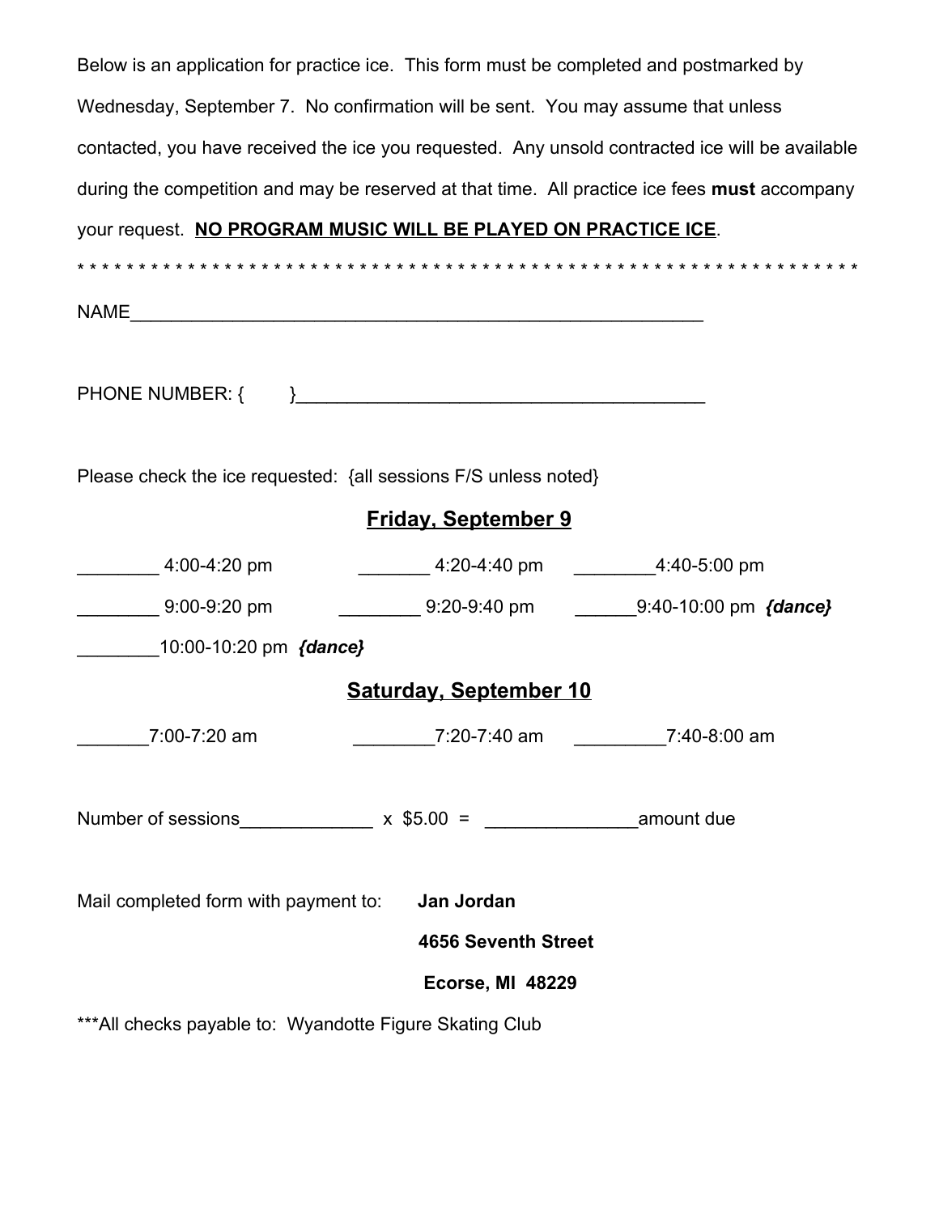Below is an application for practice ice. This form must be completed and postmarked by Wednesday, September 7. No confirmation will be sent. You may assume that unless contacted, you have received the ice you requested. Any unsold contracted ice will be available during the competition and may be reserved at that time. All practice ice fees **must** accompany your request. **NO PROGRAM MUSIC WILL BE PLAYED ON PRACTICE ICE**.

* * * * * * * * * * * * * * * * * * * * * * * * * * * * * * * * * * * * * * * * * * * * * * * * * * * * * * * * * * * * * * *

NAME____________________________________________________________

PHONE NUMBER: {        }__________________________________________

Please check the ice requested: {all sessions F/S unless noted}

## Friday, September 9

________ 4:00-4:20 pm     _______ 4:20-4:40 pm     ________4:40-5:00 pm

________ 9:00-9:20 pm     ________ 9:20-9:40 pm     ______9:40-10:00 pm ***{dance}***

________10:00-10:20 pm ***{dance}***

## Saturday, September 10

_______7:00-7:20 am     ________7:20-7:40 am     _________7:40-8:00 am

Number of sessions_____________ x $5.00 = _______________amount due

Mail completed form with payment to: **Jan Jordan**

**4656 Seventh Street**

**Ecorse, MI 48229**

***All checks payable to: Wyandotte Figure Skating Club